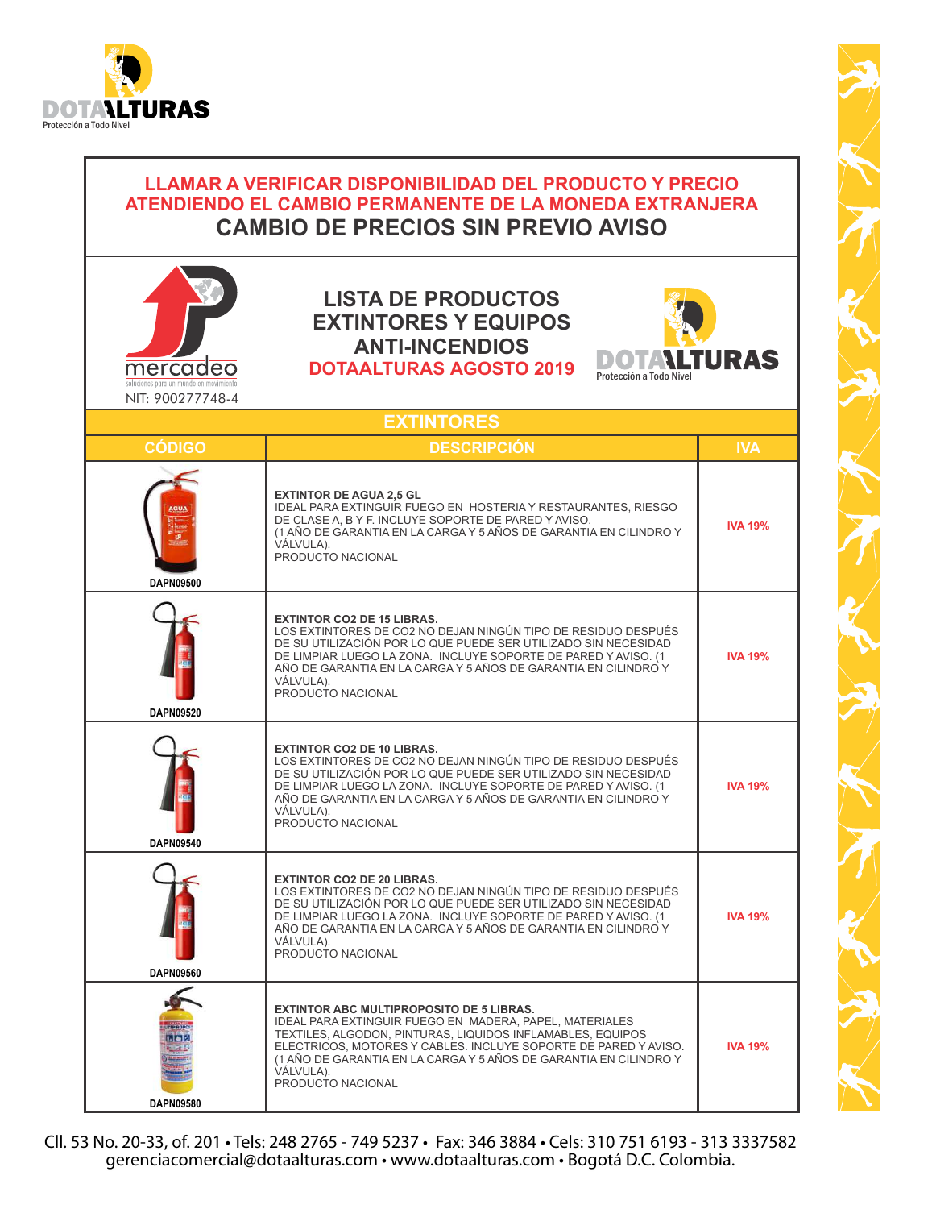DOTAALTURAS
Protección a Todo Nivel

**LLAMAR A VERIFICAR DISPONIBILIDAD DEL PRODUCTO Y PRECIO ATENDIENDO EL CAMBIO PERMANENTE DE LA MONEDA EXTRANJERA**

**CAMBIO DE PRECIOS SIN PREVIO AVISO**

mercadeo
soluciones para un mundo en movimiento
NIT: 900277748-4

# LISTA DE PRODUCTOS EXTINTORES Y EQUIPOS ANTI-INCENDIOS

## DOTAALTURAS AGOSTO 2019

DOTAALTURAS
Protección a Todo Nivel

## EXTINTORES

| CÓDIGO | DESCRIPCIÓN | IVA |
|---|---|---|
| DAPN09500 | **EXTINTOR DE AGUA 2,5 GL**<br>IDEAL PARA EXTINGUIR FUEGO EN HOSTERIA Y RESTAURANTES, RIESGO DE CLASE A, B Y F. INCLUYE SOPORTE DE PARED Y AVISO.<br>(1 AÑO DE GARANTIA EN LA CARGA Y 5 AÑOS DE GARANTIA EN CILINDRO Y VÁLVULA).<br>PRODUCTO NACIONAL | IVA 19% |
| DAPN09520 | **EXTINTOR CO2 DE 15 LIBRAS.**<br>LOS EXTINTORES DE CO2 NO DEJAN NINGÚN TIPO DE RESIDUO DESPUÉS DE SU UTILIZACIÓN POR LO QUE PUEDE SER UTILIZADO SIN NECESIDAD DE LIMPIAR LUEGO LA ZONA. INCLUYE SOPORTE DE PARED Y AVISO. (1 AÑO DE GARANTIA EN LA CARGA Y 5 AÑOS DE GARANTIA EN CILINDRO Y VÁLVULA).<br>PRODUCTO NACIONAL | IVA 19% |
| DAPN09540 | **EXTINTOR CO2 DE 10 LIBRAS.**<br>LOS EXTINTORES DE CO2 NO DEJAN NINGÚN TIPO DE RESIDUO DESPUÉS DE SU UTILIZACIÓN POR LO QUE PUEDE SER UTILIZADO SIN NECESIDAD DE LIMPIAR LUEGO LA ZONA. INCLUYE SOPORTE DE PARED Y AVISO. (1 AÑO DE GARANTIA EN LA CARGA Y 5 AÑOS DE GARANTIA EN CILINDRO Y VÁLVULA).<br>PRODUCTO NACIONAL | IVA 19% |
| DAPN09560 | **EXTINTOR CO2 DE 20 LIBRAS.**<br>LOS EXTINTORES DE CO2 NO DEJAN NINGÚN TIPO DE RESIDUO DESPUÉS DE SU UTILIZACIÓN POR LO QUE PUEDE SER UTILIZADO SIN NECESIDAD DE LIMPIAR LUEGO LA ZONA. INCLUYE SOPORTE DE PARED Y AVISO. (1 AÑO DE GARANTIA EN LA CARGA Y 5 AÑOS DE GARANTIA EN CILINDRO Y VÁLVULA).<br>PRODUCTO NACIONAL | IVA 19% |
| DAPN09580 | **EXTINTOR ABC MULTIPROPOSITO DE 5 LIBRAS.**<br>IDEAL PARA EXTINGUIR FUEGO EN MADERA, PAPEL, MATERIALES TEXTILES, ALGODON, PINTURAS, LIQUIDOS INFLAMABLES, EQUIPOS ELECTRICOS, MOTORES Y CABLES. INCLUYE SOPORTE DE PARED Y AVISO.<br>(1 AÑO DE GARANTIA EN LA CARGA Y 5 AÑOS DE GARANTIA EN CILINDRO Y VÁLVULA).<br>PRODUCTO NACIONAL | IVA 19% |

Cll. 53 No. 20-33, of. 201 • Tels: 248 2765 - 749 5237 • Fax: 346 3884 • Cels: 310 751 6193 - 313 3337582
gerenciacomercial@dotaalturas.com • www.dotaalturas.com • Bogotá D.C. Colombia.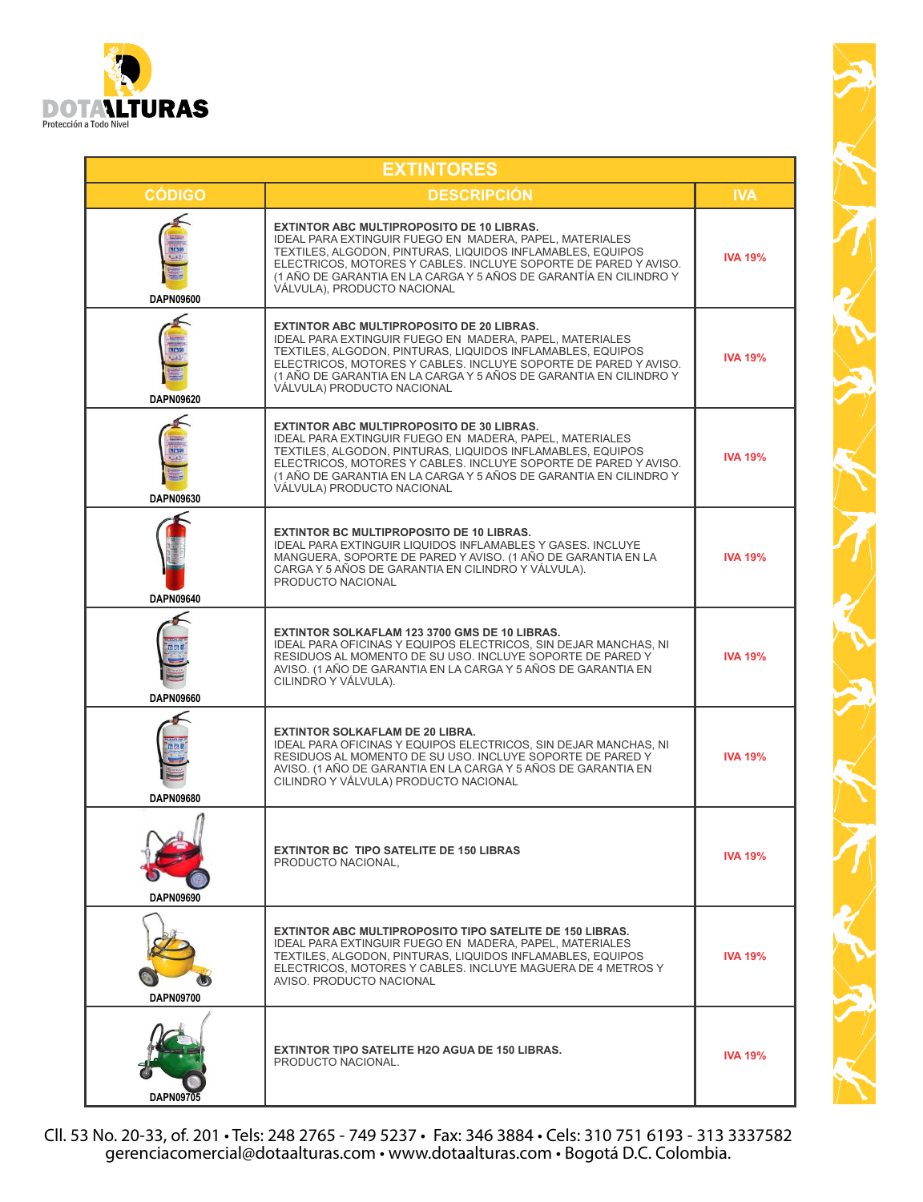| EXTINTORES | | |
|---|---|---|
| **CÓDIGO** | **DESCRIPCIÓN** | **IVA** |
| DAPN09600 | **EXTINTOR ABC MULTIPROPOSITO DE 10 LIBRAS.** IDEAL PARA EXTINGUIR FUEGO EN MADERA, PAPEL, MATERIALES TEXTILES, ALGODON, PINTURAS, LIQUIDOS INFLAMABLES, EQUIPOS ELECTRICOS, MOTORES Y CABLES. INCLUYE SOPORTE DE PARED Y AVISO. (1 AÑO DE GARANTIA EN LA CARGA Y 5 AÑOS DE GARANTÍA EN CILINDRO Y VÁLVULA), PRODUCTO NACIONAL | IVA 19% |
| DAPN09620 | **EXTINTOR ABC MULTIPROPOSITO DE 20 LIBRAS.** IDEAL PARA EXTINGUIR FUEGO EN MADERA, PAPEL, MATERIALES TEXTILES, ALGODON, PINTURAS, LIQUIDOS INFLAMABLES, EQUIPOS ELECTRICOS, MOTORES Y CABLES. INCLUYE SOPORTE DE PARED Y AVISO. (1 AÑO DE GARANTIA EN LA CARGA Y 5 AÑOS DE GARANTIA EN CILINDRO Y VÁLVULA) PRODUCTO NACIONAL | IVA 19% |
| DAPN09630 | **EXTINTOR ABC MULTIPROPOSITO DE 30 LIBRAS.** IDEAL PARA EXTINGUIR FUEGO EN MADERA, PAPEL, MATERIALES TEXTILES, ALGODON, PINTURAS, LIQUIDOS INFLAMABLES, EQUIPOS ELECTRICOS, MOTORES Y CABLES. INCLUYE SOPORTE DE PARED Y AVISO. (1 AÑO DE GARANTIA EN LA CARGA Y 5 AÑOS DE GARANTIA EN CILINDRO Y VÁLVULA) PRODUCTO NACIONAL | IVA 19% |
| DAPN09640 | **EXTINTOR BC MULTIPROPOSITO DE 10 LIBRAS.** IDEAL PARA EXTINGUIR LIQUIDOS INFLAMABLES Y GASES. INCLUYE MANGUERA, SOPORTE DE PARED Y AVISO. (1 AÑO DE GARANTIA EN LA CARGA Y 5 AÑOS DE GARANTIA EN CILINDRO Y VÁLVULA). PRODUCTO NACIONAL | IVA 19% |
| DAPN09660 | **EXTINTOR SOLKAFLAM 123 3700 GMS DE 10 LIBRAS.** IDEAL PARA OFICINAS Y EQUIPOS ELECTRICOS, SIN DEJAR MANCHAS, NI RESIDUOS AL MOMENTO DE SU USO. INCLUYE SOPORTE DE PARED Y AVISO. (1 AÑO DE GARANTIA EN LA CARGA Y 5 AÑOS DE GARANTIA EN CILINDRO Y VÁLVULA). | IVA 19% |
| DAPN09680 | **EXTINTOR SOLKAFLAM DE 20 LIBRA.** IDEAL PARA OFICINAS Y EQUIPOS ELECTRICOS, SIN DEJAR MANCHAS, NI RESIDUOS AL MOMENTO DE SU USO. INCLUYE SOPORTE DE PARED Y AVISO. (1 AÑO DE GARANTIA EN LA CARGA Y 5 AÑOS DE GARANTIA EN CILINDRO Y VÁLVULA) PRODUCTO NACIONAL | IVA 19% |
| DAPN09690 | **EXTINTOR BC TIPO SATELITE DE 150 LIBRAS** PRODUCTO NACIONAL, | IVA 19% |
| DAPN09700 | **EXTINTOR ABC MULTIPROPOSITO TIPO SATELITE DE 150 LIBRAS.** IDEAL PARA EXTINGUIR FUEGO EN MADERA, PAPEL, MATERIALES TEXTILES, ALGODON, PINTURAS, LIQUIDOS INFLAMABLES, EQUIPOS ELECTRICOS, MOTORES Y CABLES. INCLUYE MAGUERA DE 4 METROS Y AVISO. PRODUCTO NACIONAL | IVA 19% |
| DAPN09705 | **EXTINTOR TIPO SATELITE H2O AGUA DE 150 LIBRAS.** PRODUCTO NACIONAL. | IVA 19% |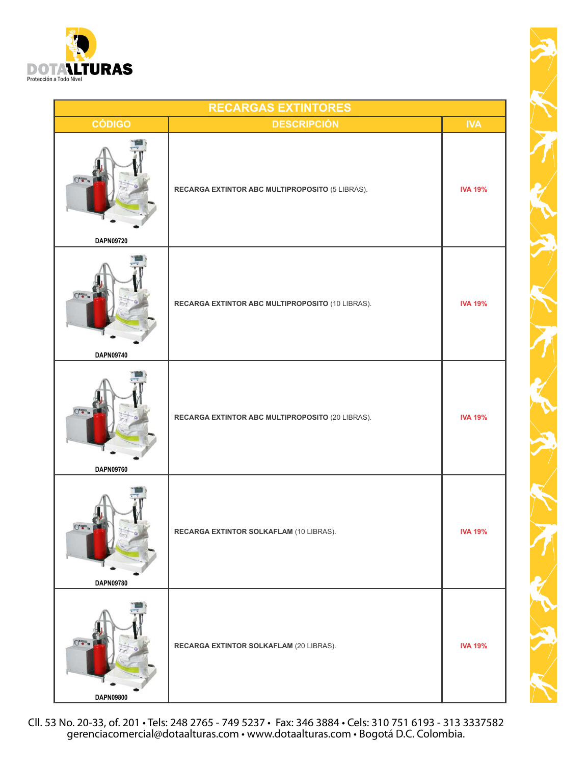| RECARGAS EXTINTORES | | |
|---|---|---|
| **CÓDIGO** | **DESCRIPCIÓN** | **IVA** |
| **DAPN09720** | **RECARGA EXTINTOR ABC MULTIPROPOSITO** (5 LIBRAS). | **IVA 19%** |
| **DAPN09740** | **RECARGA EXTINTOR ABC MULTIPROPOSITO** (10 LIBRAS). | **IVA 19%** |
| **DAPN09760** | **RECARGA EXTINTOR ABC MULTIPROPOSITO** (20 LIBRAS). | **IVA 19%** |
| **DAPN09780** | **RECARGA EXTINTOR SOLKAFLAM** (10 LIBRAS). | **IVA 19%** |
| **DAPN09800** | **RECARGA EXTINTOR SOLKAFLAM** (20 LIBRAS). | **IVA 19%** |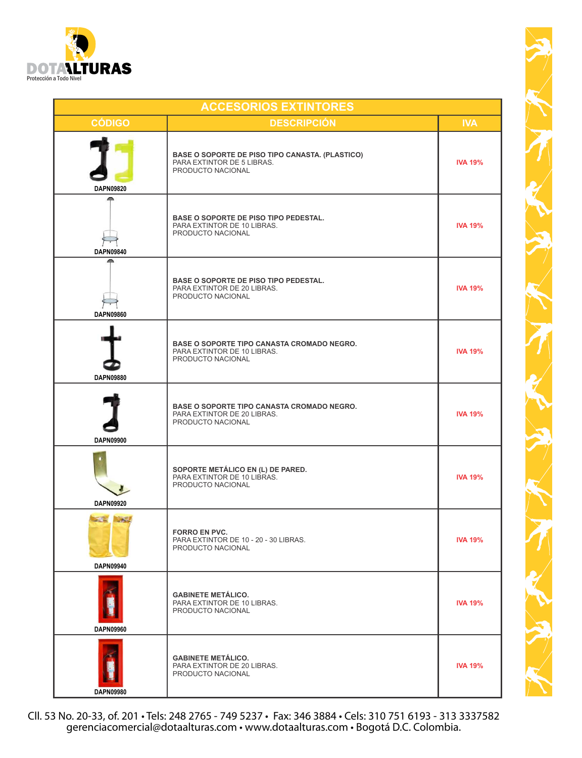DOTAALTURAS
Protección a Todo Nivel

| ACCESORIOS EXTINTORES | | |
|---|---|---|
| **CÓDIGO** | **DESCRIPCIÓN** | **IVA** |
| DAPN09820 | **BASE O SOPORTE DE PISO TIPO CANASTA. (PLASTICO)** PARA EXTINTOR DE 5 LIBRAS. PRODUCTO NACIONAL | IVA 19% |
| DAPN09840 | **BASE O SOPORTE DE PISO TIPO PEDESTAL.** PARA EXTINTOR DE 10 LIBRAS. PRODUCTO NACIONAL | IVA 19% |
| DAPN09860 | **BASE O SOPORTE DE PISO TIPO PEDESTAL.** PARA EXTINTOR DE 20 LIBRAS. PRODUCTO NACIONAL | IVA 19% |
| DAPN09880 | **BASE O SOPORTE TIPO CANASTA CROMADO NEGRO.** PARA EXTINTOR DE 10 LIBRAS. PRODUCTO NACIONAL | IVA 19% |
| DAPN09900 | **BASE O SOPORTE TIPO CANASTA CROMADO NEGRO.** PARA EXTINTOR DE 20 LIBRAS. PRODUCTO NACIONAL | IVA 19% |
| DAPN09920 | **SOPORTE METÁLICO EN (L) DE PARED.** PARA EXTINTOR DE 10 LIBRAS. PRODUCTO NACIONAL | IVA 19% |
| DAPN09940 | **FORRO EN PVC.** PARA EXTINTOR DE 10 - 20 - 30 LIBRAS. PRODUCTO NACIONAL | IVA 19% |
| DAPN09960 | **GABINETE METÁLICO.** PARA EXTINTOR DE 10 LIBRAS. PRODUCTO NACIONAL | IVA 19% |
| DAPN09980 | **GABINETE METÁLICO.** PARA EXTINTOR DE 20 LIBRAS. PRODUCTO NACIONAL | IVA 19% |

Cll. 53 No. 20-33, of. 201 • Tels: 248 2765 - 749 5237 • Fax: 346 3884 • Cels: 310 751 6193 - 313 3337582
gerenciacomercial@dotaalturas.com • www.dotaalturas.com • Bogotá D.C. Colombia.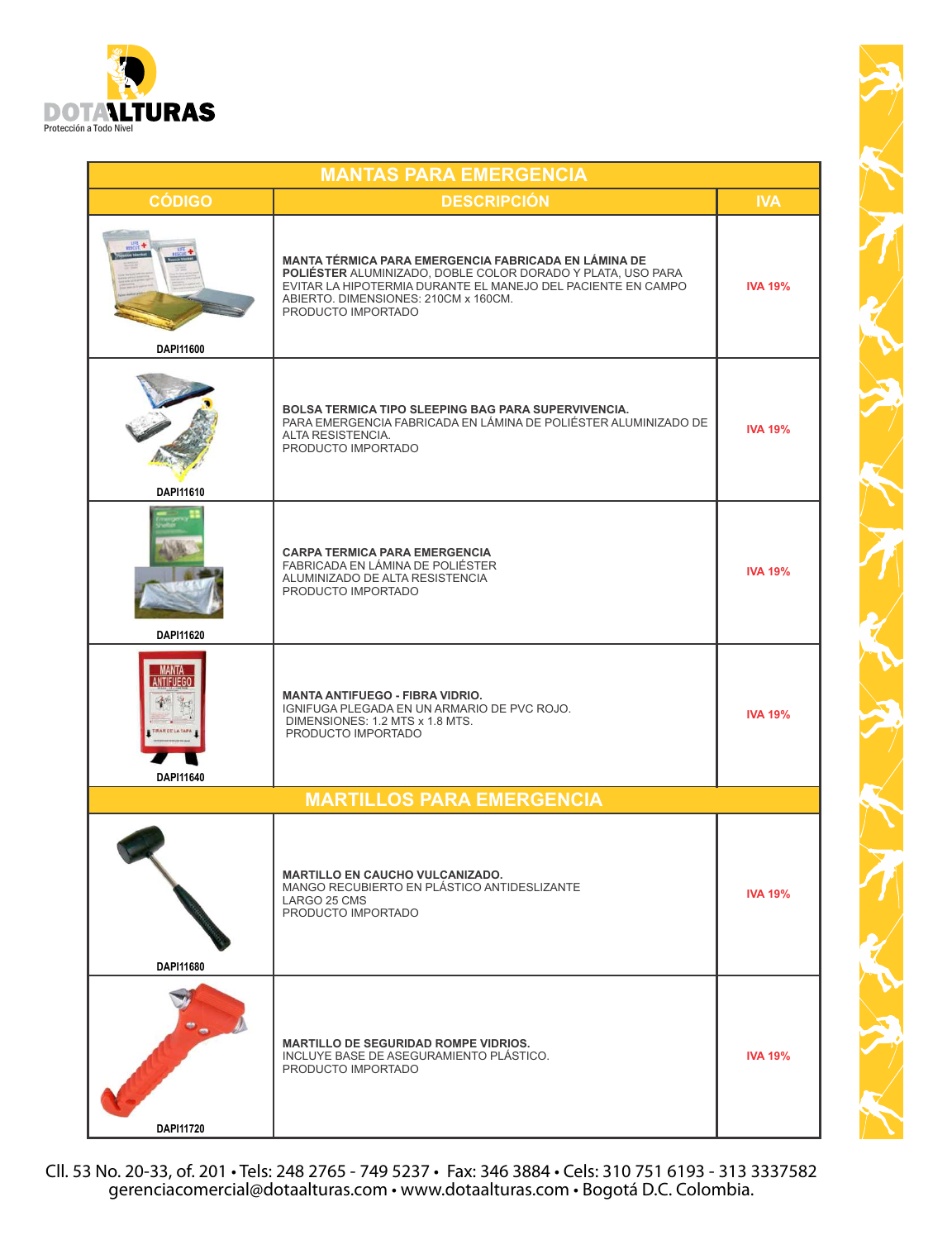DOTAALTURAS
Protección a Todo Nivel

| MANTAS PARA EMERGENCIA | | |
|---|---|---|
| **CÓDIGO** | **DESCRIPCIÓN** | **IVA** |
| DAPI11600 | **MANTA TÉRMICA PARA EMERGENCIA FABRICADA EN LÁMINA DE POLIÉSTER** ALUMINIZADO, DOBLE COLOR DORADO Y PLATA, USO PARA EVITAR LA HIPOTERMIA DURANTE EL MANEJO DEL PACIENTE EN CAMPO ABIERTO. DIMENSIONES: 210CM x 160CM. PRODUCTO IMPORTADO | IVA 19% |
| DAPI11610 | **BOLSA TERMICA TIPO SLEEPING BAG PARA SUPERVIVENCIA.** PARA EMERGENCIA FABRICADA EN LÁMINA DE POLIÉSTER ALUMINIZADO DE ALTA RESISTENCIA. PRODUCTO IMPORTADO | IVA 19% |
| DAPI11620 | **CARPA TERMICA PARA EMERGENCIA** FABRICADA EN LÁMINA DE POLIÉSTER ALUMINIZADO DE ALTA RESISTENCIA PRODUCTO IMPORTADO | IVA 19% |
| DAPI11640 | **MANTA ANTIFUEGO - FIBRA VIDRIO.** IGNIFUGA PLEGADA EN UN ARMARIO DE PVC ROJO. DIMENSIONES: 1.2 MTS x 1.8 MTS. PRODUCTO IMPORTADO | IVA 19% |
| **MARTILLOS PARA EMERGENCIA** | | |
| DAPI11680 | **MARTILLO EN CAUCHO VULCANIZADO.** MANGO RECUBIERTO EN PLÁSTICO ANTIDESLIZANTE LARGO 25 CMS PRODUCTO IMPORTADO | IVA 19% |
| DAPI11720 | **MARTILLO DE SEGURIDAD ROMPE VIDRIOS.** INCLUYE BASE DE ASEGURAMIENTO PLÁSTICO. PRODUCTO IMPORTADO | IVA 19% |

Cll. 53 No. 20-33, of. 201 • Tels: 248 2765 - 749 5237 • Fax: 346 3884 • Cels: 310 751 6193 - 313 3337582
gerenciacomercial@dotaalturas.com • www.dotaalturas.com • Bogotá D.C. Colombia.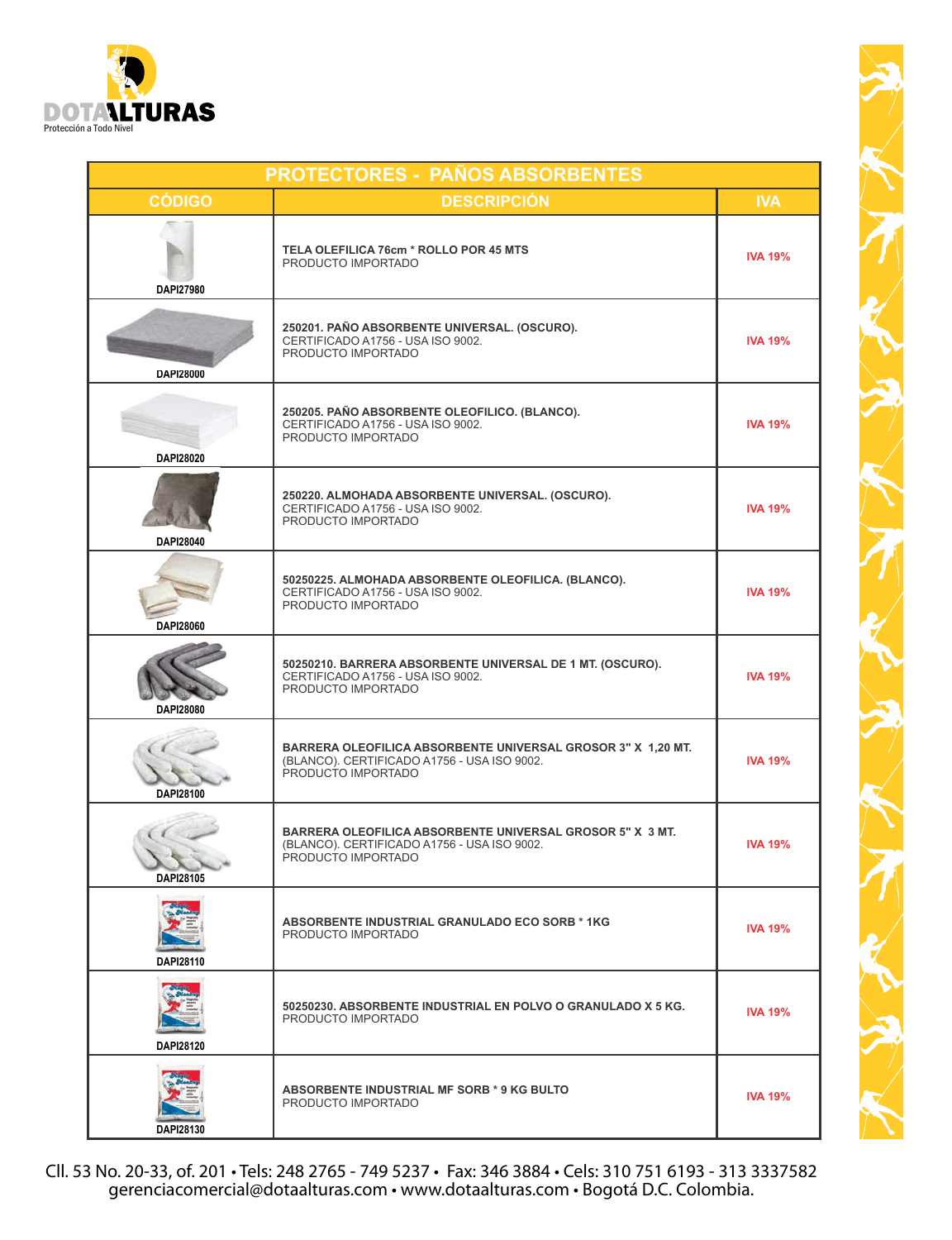DOTAALTURAS
Protección a Todo Nivel

| PROTECTORES - PAÑOS ABSORBENTES | | |
|---|---|---|
| **CÓDIGO** | **DESCRIPCIÓN** | **IVA** |
| DAPI27980 | **TELA OLEFILICA 76cm * ROLLO POR 45 MTS**<br>PRODUCTO IMPORTADO | IVA 19% |
| DAPI28000 | **250201. PAÑO ABSORBENTE UNIVERSAL. (OSCURO).**<br>CERTIFICADO A1756 - USA ISO 9002.<br>PRODUCTO IMPORTADO | IVA 19% |
| DAPI28020 | **250205. PAÑO ABSORBENTE OLEOFILICO. (BLANCO).**<br>CERTIFICADO A1756 - USA ISO 9002.<br>PRODUCTO IMPORTADO | IVA 19% |
| DAPI28040 | **250220. ALMOHADA ABSORBENTE UNIVERSAL. (OSCURO).**<br>CERTIFICADO A1756 - USA ISO 9002.<br>PRODUCTO IMPORTADO | IVA 19% |
| DAPI28060 | **50250225. ALMOHADA ABSORBENTE OLEOFILICA. (BLANCO).**<br>CERTIFICADO A1756 - USA ISO 9002.<br>PRODUCTO IMPORTADO | IVA 19% |
| DAPI28080 | **50250210. BARRERA ABSORBENTE UNIVERSAL DE 1 MT. (OSCURO).**<br>CERTIFICADO A1756 - USA ISO 9002.<br>PRODUCTO IMPORTADO | IVA 19% |
| DAPI28100 | **BARRERA OLEOFILICA ABSORBENTE UNIVERSAL GROSOR 3" X 1,20 MT.**<br>(BLANCO). CERTIFICADO A1756 - USA ISO 9002.<br>PRODUCTO IMPORTADO | IVA 19% |
| DAPI28105 | **BARRERA OLEOFILICA ABSORBENTE UNIVERSAL GROSOR 5" X 3 MT.**<br>(BLANCO). CERTIFICADO A1756 - USA ISO 9002.<br>PRODUCTO IMPORTADO | IVA 19% |
| DAPI28110 | **ABSORBENTE INDUSTRIAL GRANULADO ECO SORB * 1KG**<br>PRODUCTO IMPORTADO | IVA 19% |
| DAPI28120 | **50250230. ABSORBENTE INDUSTRIAL EN POLVO O GRANULADO X 5 KG.**<br>PRODUCTO IMPORTADO | IVA 19% |
| DAPI28130 | **ABSORBENTE INDUSTRIAL MF SORB * 9 KG BULTO**<br>PRODUCTO IMPORTADO | IVA 19% |

Cll. 53 No. 20-33, of. 201 • Tels: 248 2765 - 749 5237 • Fax: 346 3884 • Cels: 310 751 6193 - 313 3337582
gerenciacomercial@dotaalturas.com • www.dotaalturas.com • Bogotá D.C. Colombia.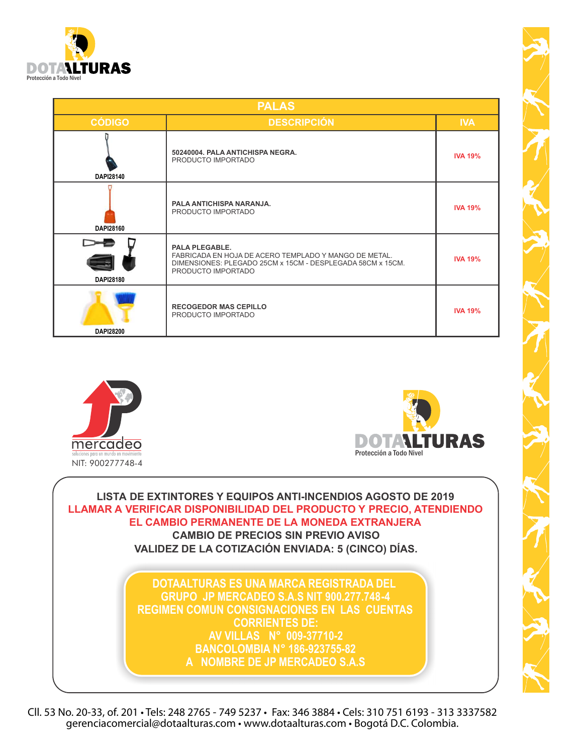| PALAS | | |
|---|---|---|
| **CÓDIGO** | **DESCRIPCIÓN** | **IVA** |
| DAPI28140 | **50240004. PALA ANTICHISPA NEGRA.**<br>PRODUCTO IMPORTADO | IVA 19% |
| DAPI28160 | **PALA ANTICHISPA NARANJA.**<br>PRODUCTO IMPORTADO | IVA 19% |
| DAPI28180 | **PALA PLEGABLE.**<br>FABRICADA EN HOJA DE ACERO TEMPLADO Y MANGO DE METAL.<br>DIMENSIONES: PLEGADO 25CM x 15CM - DESPLEGADA 58CM x 15CM.<br>PRODUCTO IMPORTADO | IVA 19% |
| DAPI28200 | **RECOGEDOR MAS CEPILLO**<br>PRODUCTO IMPORTADO | IVA 19% |

mercadeo
soluciones para un mundo en movimiento
NIT: 900277748-4

DOTAALTURAS
Protección a Todo Nivel

**LISTA DE EXTINTORES Y EQUIPOS ANTI-INCENDIOS AGOSTO DE 2019**
**LLAMAR A VERIFICAR DISPONIBILIDAD DEL PRODUCTO Y PRECIO, ATENDIENDO EL CAMBIO PERMANENTE DE LA MONEDA EXTRANJERA**
**CAMBIO DE PRECIOS SIN PREVIO AVISO**
**VALIDEZ DE LA COTIZACIÓN ENVIADA: 5 (CINCO) DÍAS.**

**DOTAALTURAS ES UNA MARCA REGISTRADA DEL GRUPO JP MERCADEO S.A.S NIT 900.277.748-4 REGIMEN COMUN CONSIGNACIONES EN LAS CUENTAS CORRIENTES DE:**
**AV VILLAS N° 009-37710-2**
**BANCOLOMBIA N° 186-923755-82**
**A NOMBRE DE JP MERCADEO S.A.S**

Cll. 53 No. 20-33, of. 201 • Tels: 248 2765 - 749 5237 • Fax: 346 3884 • Cels: 310 751 6193 - 313 3337582
gerenciacomercial@dotaalturas.com • www.dotaalturas.com • Bogotá D.C. Colombia.